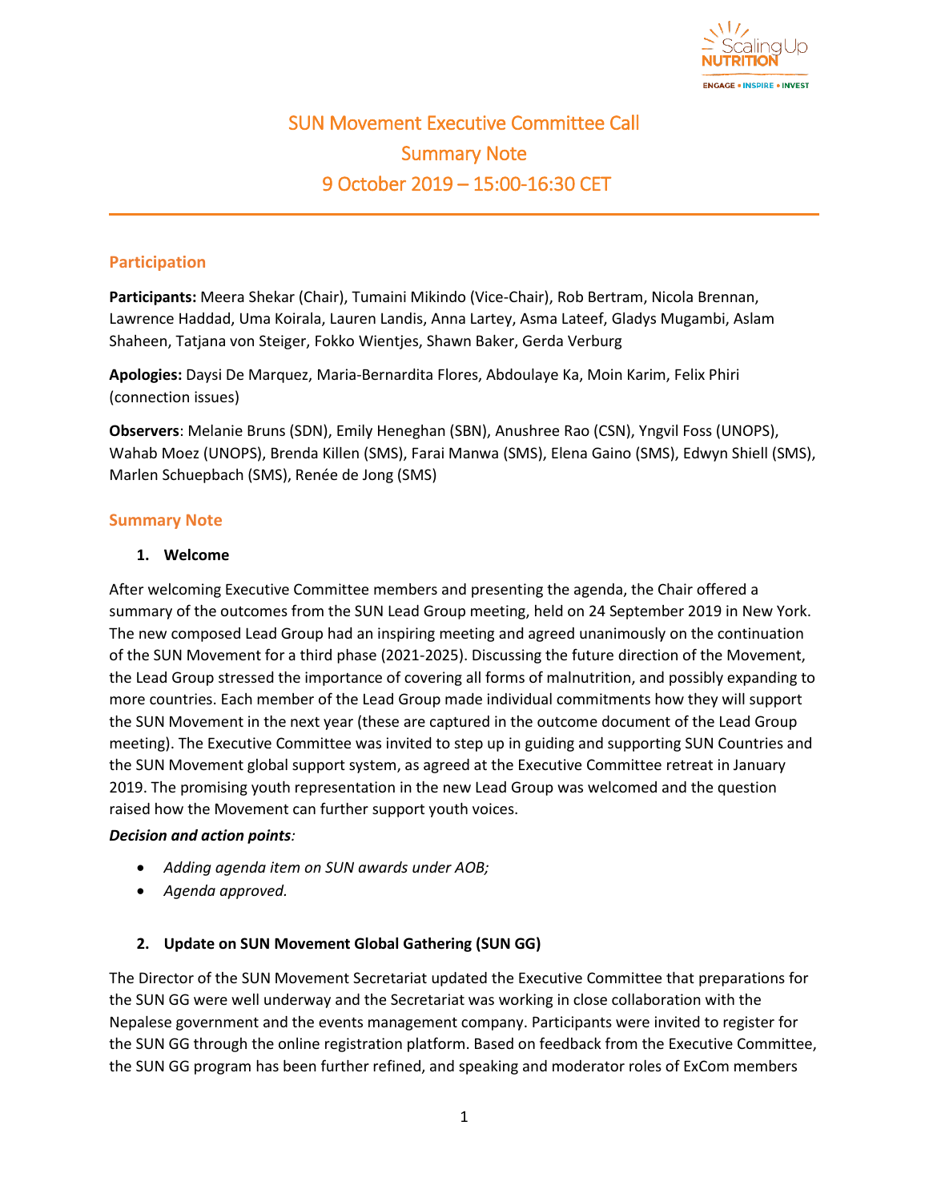# SUN Movement Executive Committee Call
## Summary Note
## 9 October 2019 – 15:00-16:30 CET

### Participation

**Participants:** Meera Shekar (Chair), Tumaini Mikindo (Vice-Chair), Rob Bertram, Nicola Brennan, Lawrence Haddad, Uma Koirala, Lauren Landis, Anna Lartey, Asma Lateef, Gladys Mugambi, Aslam Shaheen, Tatjana von Steiger, Fokko Wientjes, Shawn Baker, Gerda Verburg

**Apologies:** Daysi De Marquez, Maria-Bernardita Flores, Abdoulaye Ka, Moin Karim, Felix Phiri (connection issues)

**Observers**: Melanie Bruns (SDN), Emily Heneghan (SBN), Anushree Rao (CSN), Yngvil Foss (UNOPS), Wahab Moez (UNOPS), Brenda Killen (SMS), Farai Manwa (SMS), Elena Gaino (SMS), Edwyn Shiell (SMS), Marlen Schuepbach (SMS), Renée de Jong (SMS)

### Summary Note

1. **Welcome**

After welcoming Executive Committee members and presenting the agenda, the Chair offered a summary of the outcomes from the SUN Lead Group meeting, held on 24 September 2019 in New York. The new composed Lead Group had an inspiring meeting and agreed unanimously on the continuation of the SUN Movement for a third phase (2021-2025). Discussing the future direction of the Movement, the Lead Group stressed the importance of covering all forms of malnutrition, and possibly expanding to more countries. Each member of the Lead Group made individual commitments how they will support the SUN Movement in the next year (these are captured in the outcome document of the Lead Group meeting). The Executive Committee was invited to step up in guiding and supporting SUN Countries and the SUN Movement global support system, as agreed at the Executive Committee retreat in January 2019. The promising youth representation in the new Lead Group was welcomed and the question raised how the Movement can further support youth voices.

***Decision and action points:***

- *Adding agenda item on SUN awards under AOB;*
- *Agenda approved.*

2. **Update on SUN Movement Global Gathering (SUN GG)**

The Director of the SUN Movement Secretariat updated the Executive Committee that preparations for the SUN GG were well underway and the Secretariat was working in close collaboration with the Nepalese government and the events management company. Participants were invited to register for the SUN GG through the online registration platform. Based on feedback from the Executive Committee, the SUN GG program has been further refined, and speaking and moderator roles of ExCom members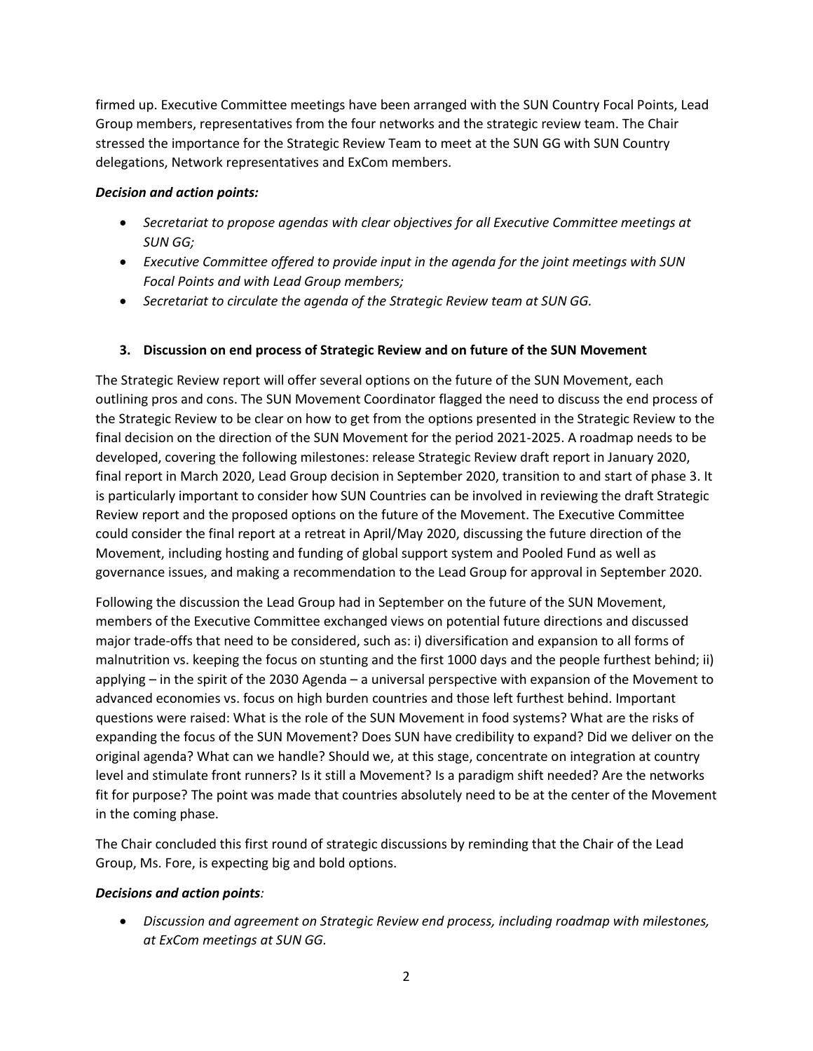firmed up. Executive Committee meetings have been arranged with the SUN Country Focal Points, Lead Group members, representatives from the four networks and the strategic review team. The Chair stressed the importance for the Strategic Review Team to meet at the SUN GG with SUN Country delegations, Network representatives and ExCom members.

***Decision and action points:***

- *Secretariat to propose agendas with clear objectives for all Executive Committee meetings at SUN GG;*
- *Executive Committee offered to provide input in the agenda for the joint meetings with SUN Focal Points and with Lead Group members;*
- *Secretariat to circulate the agenda of the Strategic Review team at SUN GG.*

### 3. Discussion on end process of Strategic Review and on future of the SUN Movement

The Strategic Review report will offer several options on the future of the SUN Movement, each outlining pros and cons. The SUN Movement Coordinator flagged the need to discuss the end process of the Strategic Review to be clear on how to get from the options presented in the Strategic Review to the final decision on the direction of the SUN Movement for the period 2021-2025. A roadmap needs to be developed, covering the following milestones: release Strategic Review draft report in January 2020, final report in March 2020, Lead Group decision in September 2020, transition to and start of phase 3. It is particularly important to consider how SUN Countries can be involved in reviewing the draft Strategic Review report and the proposed options on the future of the Movement. The Executive Committee could consider the final report at a retreat in April/May 2020, discussing the future direction of the Movement, including hosting and funding of global support system and Pooled Fund as well as governance issues, and making a recommendation to the Lead Group for approval in September 2020.

Following the discussion the Lead Group had in September on the future of the SUN Movement, members of the Executive Committee exchanged views on potential future directions and discussed major trade-offs that need to be considered, such as: i) diversification and expansion to all forms of malnutrition vs. keeping the focus on stunting and the first 1000 days and the people furthest behind; ii) applying – in the spirit of the 2030 Agenda – a universal perspective with expansion of the Movement to advanced economies vs. focus on high burden countries and those left furthest behind. Important questions were raised: What is the role of the SUN Movement in food systems? What are the risks of expanding the focus of the SUN Movement? Does SUN have credibility to expand? Did we deliver on the original agenda? What can we handle? Should we, at this stage, concentrate on integration at country level and stimulate front runners? Is it still a Movement? Is a paradigm shift needed? Are the networks fit for purpose? The point was made that countries absolutely need to be at the center of the Movement in the coming phase.

The Chair concluded this first round of strategic discussions by reminding that the Chair of the Lead Group, Ms. Fore, is expecting big and bold options.

***Decisions and action points:***

- *Discussion and agreement on Strategic Review end process, including roadmap with milestones, at ExCom meetings at SUN GG.*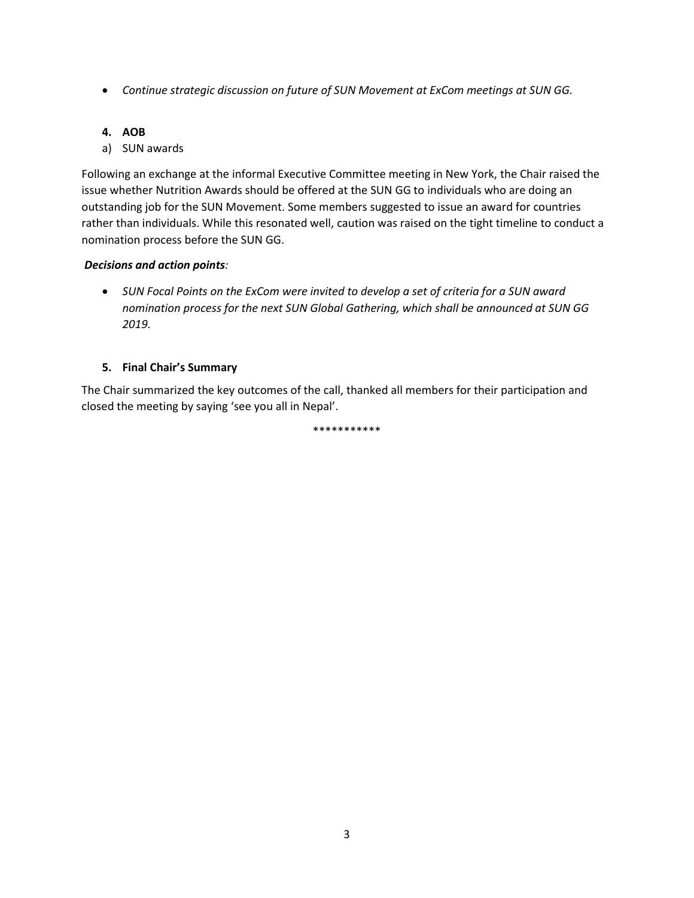- *Continue strategic discussion on future of SUN Movement at ExCom meetings at SUN GG.*

**4. AOB**

a) SUN awards

Following an exchange at the informal Executive Committee meeting in New York, the Chair raised the issue whether Nutrition Awards should be offered at the SUN GG to individuals who are doing an outstanding job for the SUN Movement. Some members suggested to issue an award for countries rather than individuals. While this resonated well, caution was raised on the tight timeline to conduct a nomination process before the SUN GG.

***Decisions and action points:***

- *SUN Focal Points on the ExCom were invited to develop a set of criteria for a SUN award nomination process for the next SUN Global Gathering, which shall be announced at SUN GG 2019.*

**5. Final Chair's Summary**

The Chair summarized the key outcomes of the call, thanked all members for their participation and closed the meeting by saying 'see you all in Nepal'.

***********